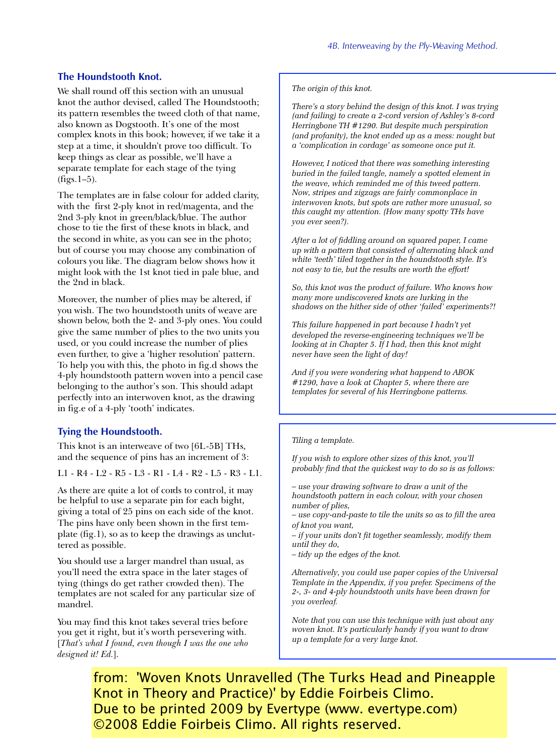## The Houndstooth Knot.

We shall round off this section with an unusual knot the author devised, called The Houndstooth; its pattern resembles the tweed cloth of that name, also known as Dogstooth. It's one of the most complex knots in this book; however, if we take it a step at a time, it shouldn't prove too difficult. To keep things as clear as possible, we'll have a separate template for each stage of the tying (figs.1–5).

The templates are in false colour for added clarity, with the first 2-ply knot in red/magenta, and the 2nd 3-ply knot in green/black/blue. The author chose to tie the first of these knots in black, and the second in white, as you can see in the photo; but of course you may choose any combination of colours you like. The diagram below shows how it might look with the 1st knot tied in pale blue, and the 2nd in black.

Moreover, the number of plies may be altered, if you wish. The two houndstooth units of weave are shown below, both the 2- and 3-ply ones. You could give the same number of plies to the two units you used, or you could increase the number of plies even further, to give a 'higher resolution' pattern. To help you with this, the photo in fig.d shows the 4-ply houndstooth pattern woven into a pencil case belonging to the author's son. This should adapt perfectly into an interwoven knot, as the drawing in fig.e of a 4-ply 'tooth' indicates.

## Tying the Houndstooth.

This knot is an interweave of two [6L-5B] THs, and the sequence of pins has an increment of 3:

L1 - R4 - L2 - R5 - L3 - R1 - L4 - R2 - L5 - R3 - L1.

As there are quite a lot of cords to control, it may be helpful to use a separate pin for each bight, giving a total of 25 pins on each side of the knot. The pins have only been shown in the first template (fig.1), so as to keep the drawings as uncluttered as possible.

You should use a larger mandrel than usual, as you'll need the extra space in the later stages of tying (things do get rather crowded then). The templates are not scaled for any particular size of mandrel.

You may find this knot takes several tries before you get it right, but it's worth persevering with. [*That's what I found, even though I was the one who designed it! Ed.*].

*The origin of this knot.*

*There's a story behind the design of this knot. I was trying (and failing) to create a 2-cord version of Ashley's 8-cord Herringbone TH #1290. But despite much perspiration (and profanity), the knot ended up as a mess: nought but a 'complication in cordage' as someone once put it.*

*However, I noticed that there was something interesting buried in the failed tangle, namely a spotted element in the weave, which reminded me of this tweed pattern. Now, stripes and zigzags are fairly commonplace in interwoven knots, but spots are rather more unusual, so this caught my attention. (How many spotty THs have you ever seen?).*

*After a lot of fiddling around on squared paper, I came up with a pattern that consisted of alternating black and white 'teeth' tiled together in the houndstooth style. It's not easy to tie, but the results are worth the effort!*

*So, this knot was the product of failure. Who knows how many more undiscovered knots are lurking in the shadows on the hither side of other 'failed' experiments?!*

*This failure happened in part because I hadn't yet developed the reverse-engineering techniques we'll be looking at in Chapter 5. If I had, then this knot might never have seen the light of day!*

*And if you were wondering what happend to ABOK #1290, have a look at Chapter 5, where there are templates for several of his Herringbone patterns.*

*Tiling a template.*

*If you wish to explore other sizes of this knot, you'll probably find that the quickest way to do so is as follows:*

- *use your drawing software to draw a unit of the houndstooth pattern in each colour, with your chosen number of plies,*
- *use copy-and-paste to tile the units so as to fill the area of knot you want,*
- *if your units don't fit together seamlessly, modify them until they do,*
- *tidy up the edges of the knot.*

*Alternatively, you could use paper copies of the Universal Template in the Appendix, if you prefer. Specimens of the 2-, 3- and 4-ply houndstooth units have been drawn for you overleaf.*

*Note that you can use this technique with just about any woven knot. It's particularly handy if you want to draw up a template for a very large knot.*

from: 'Woven Knots Unravelled (The Turks Head and Pineapple Knot in Theory and Practice)' by Eddie Foirbeis Climo.
Due to be printed 2009 by Evertype (www. evertype.com)
©2008 Eddie Foirbeis Climo. All rights reserved.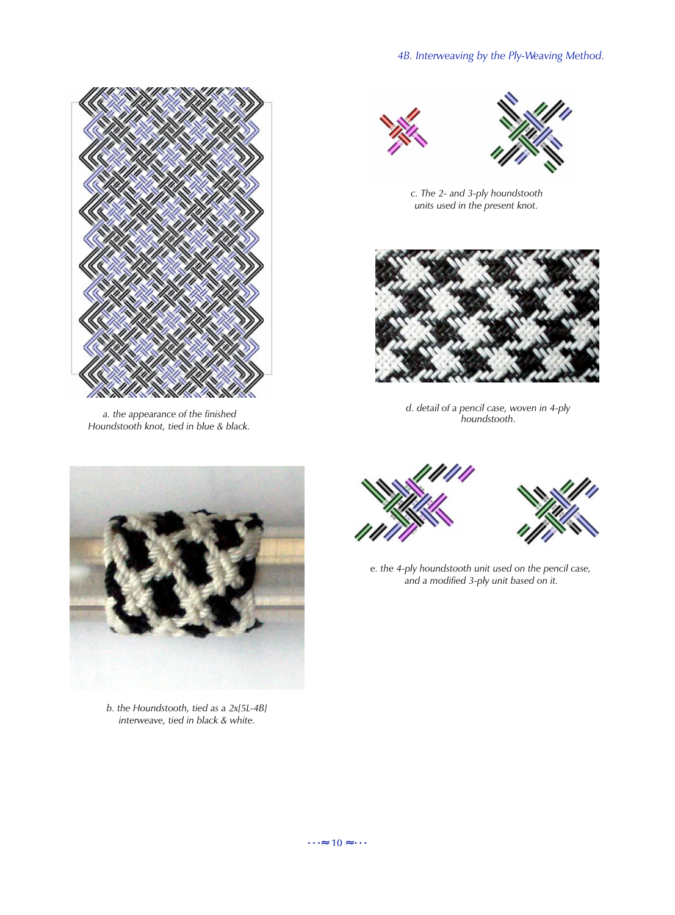*a. the appearance of the finished Houndstooth knot, tied in blue & black.*

*c. The 2- and 3-ply houndstooth units used in the present knot.*

*d. detail of a pencil case, woven in 4-ply houndstooth.*

*b. the Houndstooth, tied as a 2x[5L-4B] interweave, tied in black & white.*

*e. the 4-ply houndstooth unit used on the pencil case, and a modified 3-ply unit based on it.*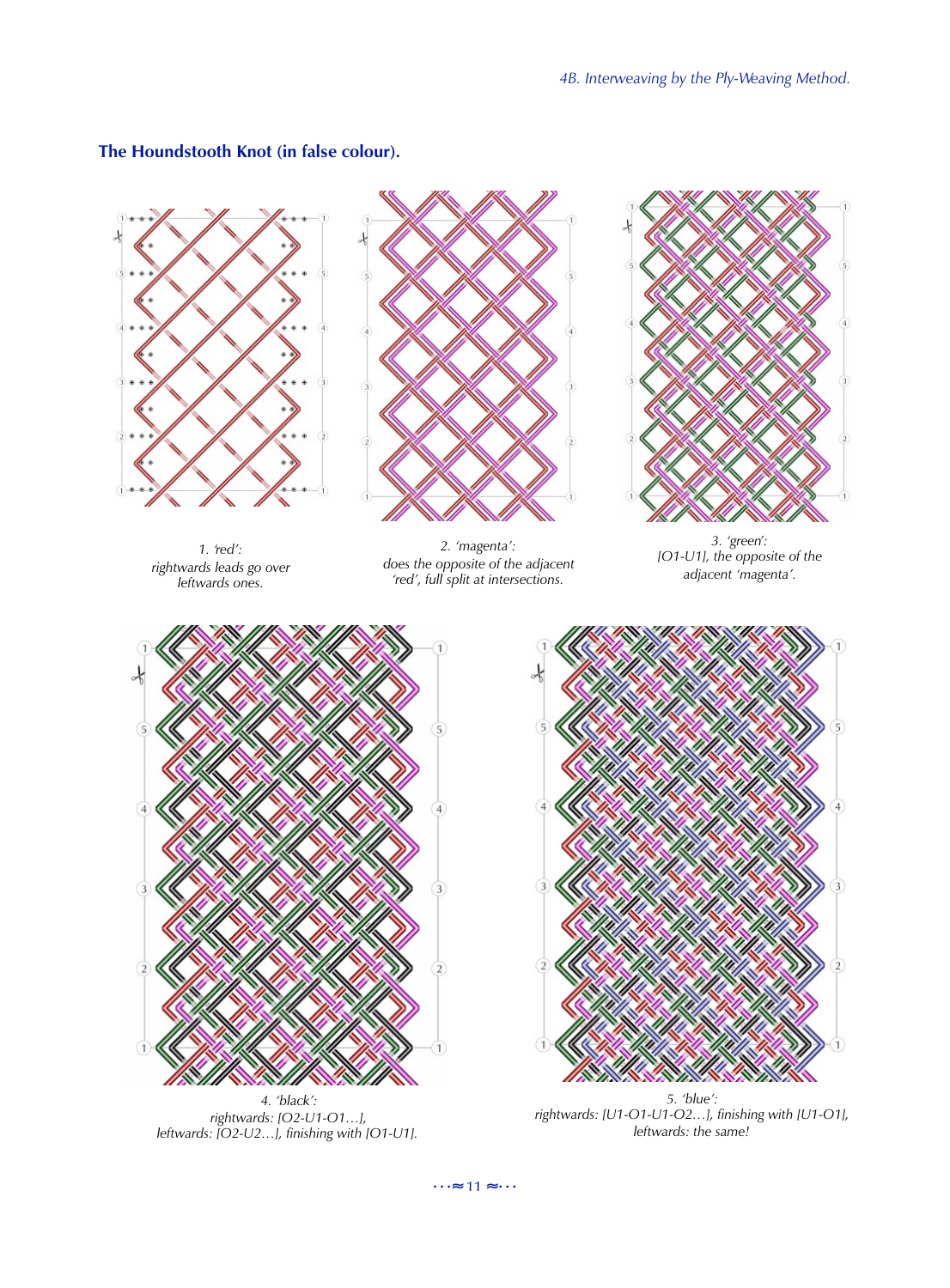## The Houndstooth Knot (in false colour).

*1. 'red': rightwards leads go over leftwards ones.*

*2. 'magenta': does the opposite of the adjacent 'red', full split at intersections.*

*3. 'green': [O1-U1], the opposite of the adjacent 'magenta'.*

*4. 'black': rightwards: [O2-U1-O1…], leftwards: [O2-U2…], finishing with [O1-U1].*

*5. 'blue': rightwards: [U1-O1-U1-O2…], finishing with [U1-O1], leftwards: the same!*